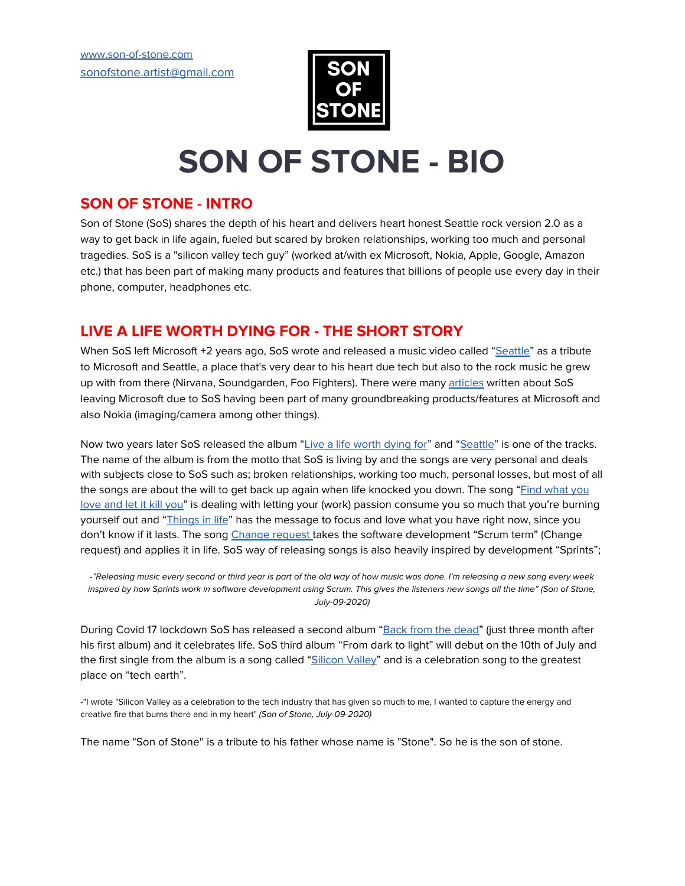www.son-of-stone.com
sonofstone.artist@gmail.com

SON OF STONE

# SON OF STONE - BIO

## SON OF STONE - INTRO

Son of Stone (SoS) shares the depth of his heart and delivers heart honest Seattle rock version 2.0 as a way to get back in life again, fueled but scared by broken relationships, working too much and personal tragedies. SoS is a "silicon valley tech guy" (worked at/with ex Microsoft, Nokia, Apple, Google, Amazon etc.) that has been part of making many products and features that billions of people use every day in their phone, computer, headphones etc.

## LIVE A LIFE WORTH DYING FOR - THE SHORT STORY

When SoS left Microsoft +2 years ago, SoS wrote and released a music video called "Seattle" as a tribute to Microsoft and Seattle, a place that's very dear to his heart due tech but also to the rock music he grew up with from there (Nirvana, Soundgarden, Foo Fighters). There were many articles written about SoS leaving Microsoft due to SoS having been part of many groundbreaking products/features at Microsoft and also Nokia (imaging/camera among other things).

Now two years later SoS released the album "Live a life worth dying for" and "Seattle" is one of the tracks. The name of the album is from the motto that SoS is living by and the songs are very personal and deals with subjects close to SoS such as; broken relationships, working too much, personal losses, but most of all the songs are about the will to get back up again when life knocked you down. The song "Find what you love and let it kill you" is dealing with letting your (work) passion consume you so much that you're burning yourself out and "Things in life" has the message to focus and love what you have right now, since you don't know if it lasts. The song Change request takes the software development "Scrum term" (Change request) and applies it in life. SoS way of releasing songs is also heavily inspired by development "Sprints";

*-"Releasing music every second or third year is part of the old way of how music was done. I'm releasing a new song every week inspired by how Sprints work in software development using Scrum. This gives the listeners new songs all the time" (Son of Stone, July-09-2020)*

During Covid 17 lockdown SoS has released a second album "Back from the dead" (just three month after his first album) and it celebrates life. SoS third album "From dark to light" will debut on the 10th of July and the first single from the album is a song called "Silicon Valley" and is a celebration song to the greatest place on "tech earth".

-"I wrote "Silicon Valley as a celebration to the tech industry that has given so much to me, I wanted to capture the energy and creative fire that burns there and in my heart" *(Son of Stone, July-09-2020)*

The name "Son of Stone'' is a tribute to his father whose name is "Stone". So he is the son of stone.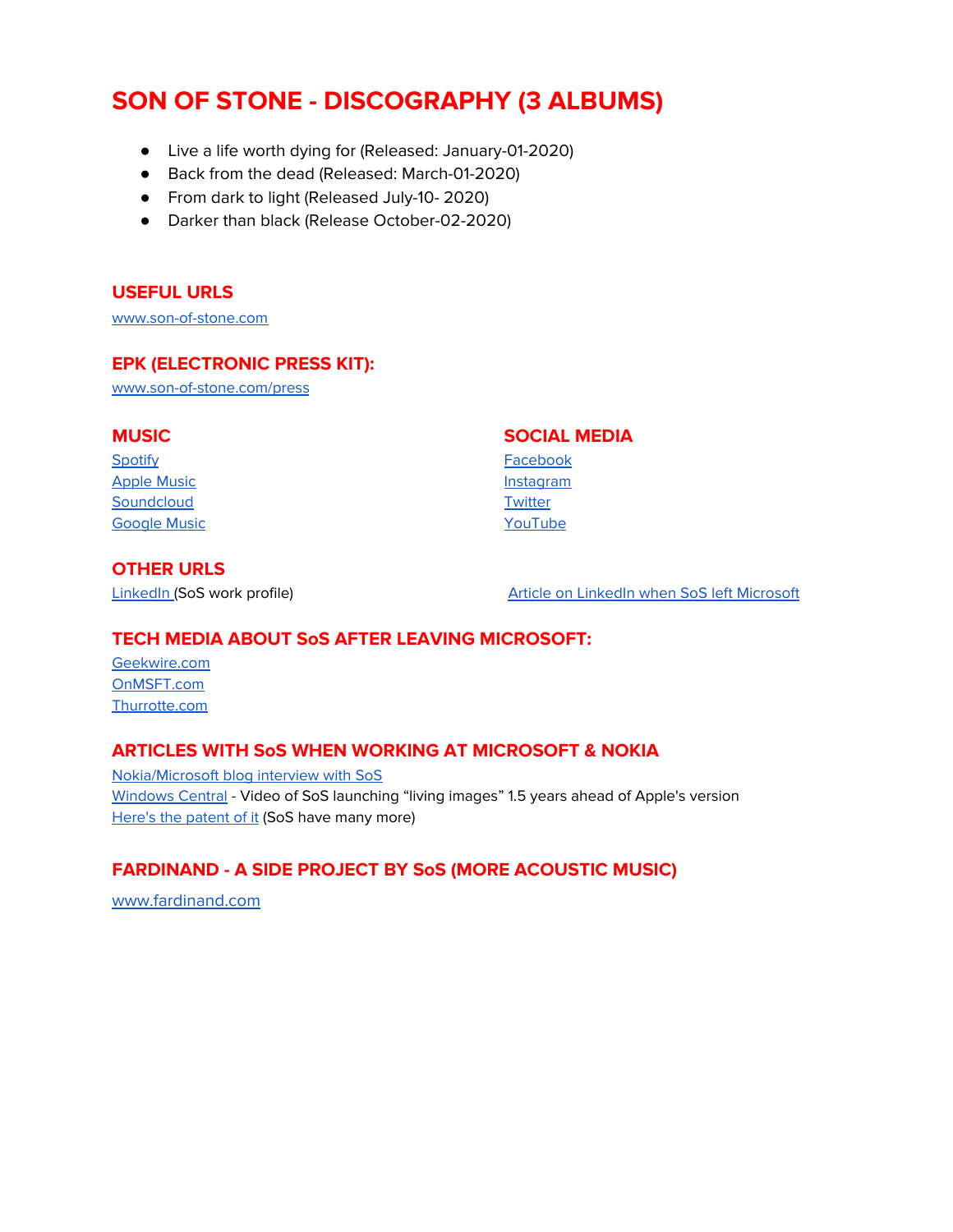# SON OF STONE - DISCOGRAPHY (3 ALBUMS)

- Live a life worth dying for (Released: January-01-2020)
- Back from the dead (Released: March-01-2020)
- From dark to light (Released July-10- 2020)
- Darker than black (Release October-02-2020)

## USEFUL URLS

www.son-of-stone.com

## EPK (ELECTRONIC PRESS KIT):

www.son-of-stone.com/press

## MUSIC

Spotify
Apple Music
Soundcloud
Google Music

## SOCIAL MEDIA

Facebook
Instagram
Twitter
YouTube

## OTHER URLS

LinkedIn (SoS work profile)

Article on LinkedIn when SoS left Microsoft

## TECH MEDIA ABOUT SoS AFTER LEAVING MICROSOFT:

Geekwire.com
OnMSFT.com
Thurrotte.com

## ARTICLES WITH SoS WHEN WORKING AT MICROSOFT & NOKIA

Nokia/Microsoft blog interview with SoS
Windows Central - Video of SoS launching "living images" 1.5 years ahead of Apple's version
Here's the patent of it (SoS have many more)

## FARDINAND - A SIDE PROJECT BY SoS (MORE ACOUSTIC MUSIC)

www.fardinand.com